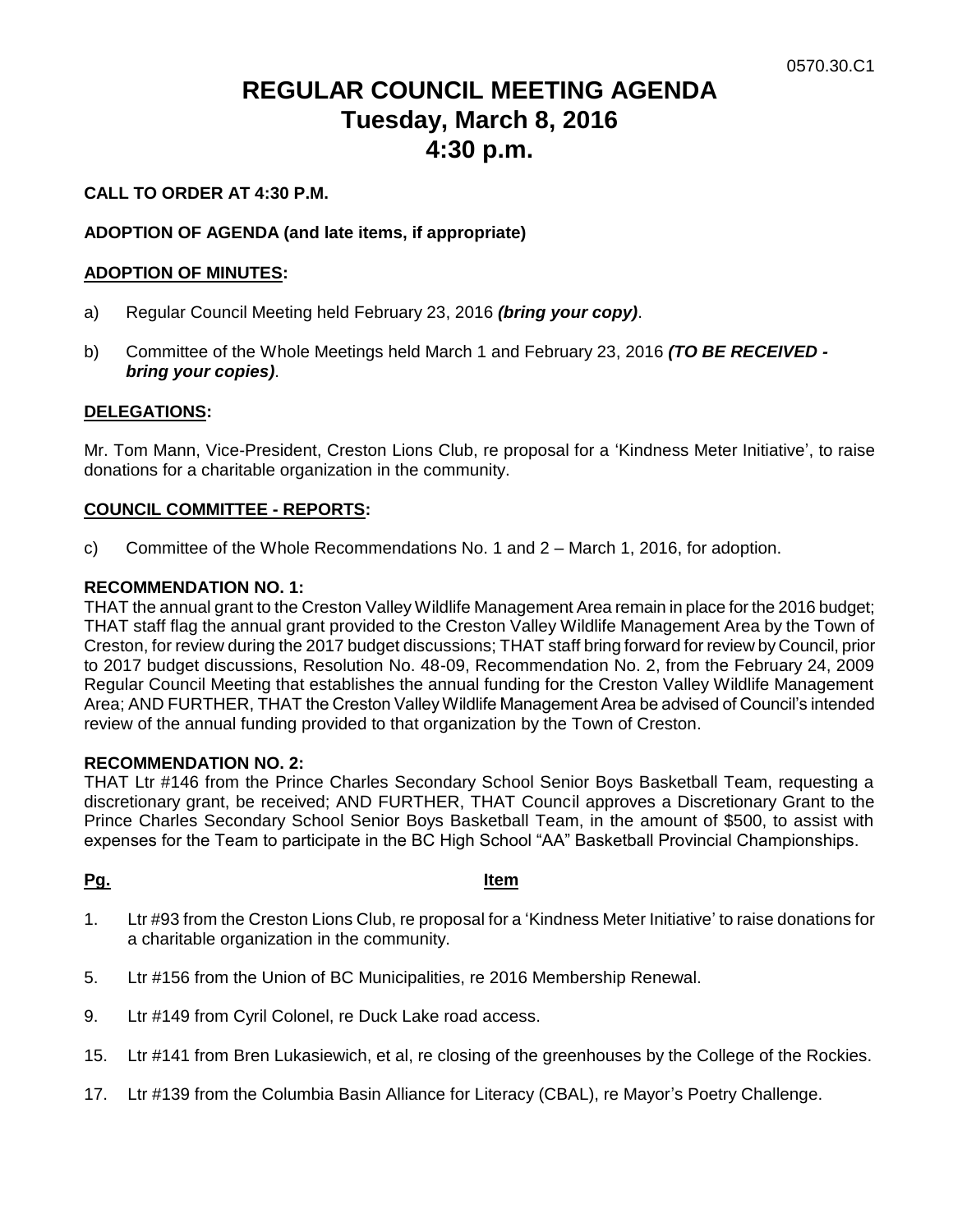0570.30.C1

# REGULAR COUNCIL MEETING AGENDA
# Tuesday, March 8, 2016
# 4:30 p.m.

**CALL TO ORDER AT 4:30 P.M.**

**ADOPTION OF AGENDA (and late items, if appropriate)**

**ADOPTION OF MINUTES:**

a) Regular Council Meeting held February 23, 2016 ***(bring your copy)***.

b) Committee of the Whole Meetings held March 1 and February 23, 2016 ***(TO BE RECEIVED - bring your copies)***.

**DELEGATIONS:**

Mr. Tom Mann, Vice-President, Creston Lions Club, re proposal for a 'Kindness Meter Initiative', to raise donations for a charitable organization in the community.

**COUNCIL COMMITTEE - REPORTS:**

c) Committee of the Whole Recommendations No. 1 and 2 – March 1, 2016, for adoption.

**RECOMMENDATION NO. 1:**
THAT the annual grant to the Creston Valley Wildlife Management Area remain in place for the 2016 budget; THAT staff flag the annual grant provided to the Creston Valley Wildlife Management Area by the Town of Creston, for review during the 2017 budget discussions; THAT staff bring forward for review by Council, prior to 2017 budget discussions, Resolution No. 48-09, Recommendation No. 2, from the February 24, 2009 Regular Council Meeting that establishes the annual funding for the Creston Valley Wildlife Management Area; AND FURTHER, THAT the Creston Valley Wildlife Management Area be advised of Council's intended review of the annual funding provided to that organization by the Town of Creston.

**RECOMMENDATION NO. 2:**
THAT Ltr #146 from the Prince Charles Secondary School Senior Boys Basketball Team, requesting a discretionary grant, be received; AND FURTHER, THAT Council approves a Discretionary Grant to the Prince Charles Secondary School Senior Boys Basketball Team, in the amount of $500, to assist with expenses for the Team to participate in the BC High School "AA" Basketball Provincial Championships.

| Pg. | Item |
|---|---|
| 1. | Ltr #93 from the Creston Lions Club, re proposal for a 'Kindness Meter Initiative' to raise donations for a charitable organization in the community. |
| 5. | Ltr #156 from the Union of BC Municipalities, re 2016 Membership Renewal. |
| 9. | Ltr #149 from Cyril Colonel, re Duck Lake road access. |
| 15. | Ltr #141 from Bren Lukasiewich, et al, re closing of the greenhouses by the College of the Rockies. |
| 17. | Ltr #139 from the Columbia Basin Alliance for Literacy (CBAL), re Mayor's Poetry Challenge. |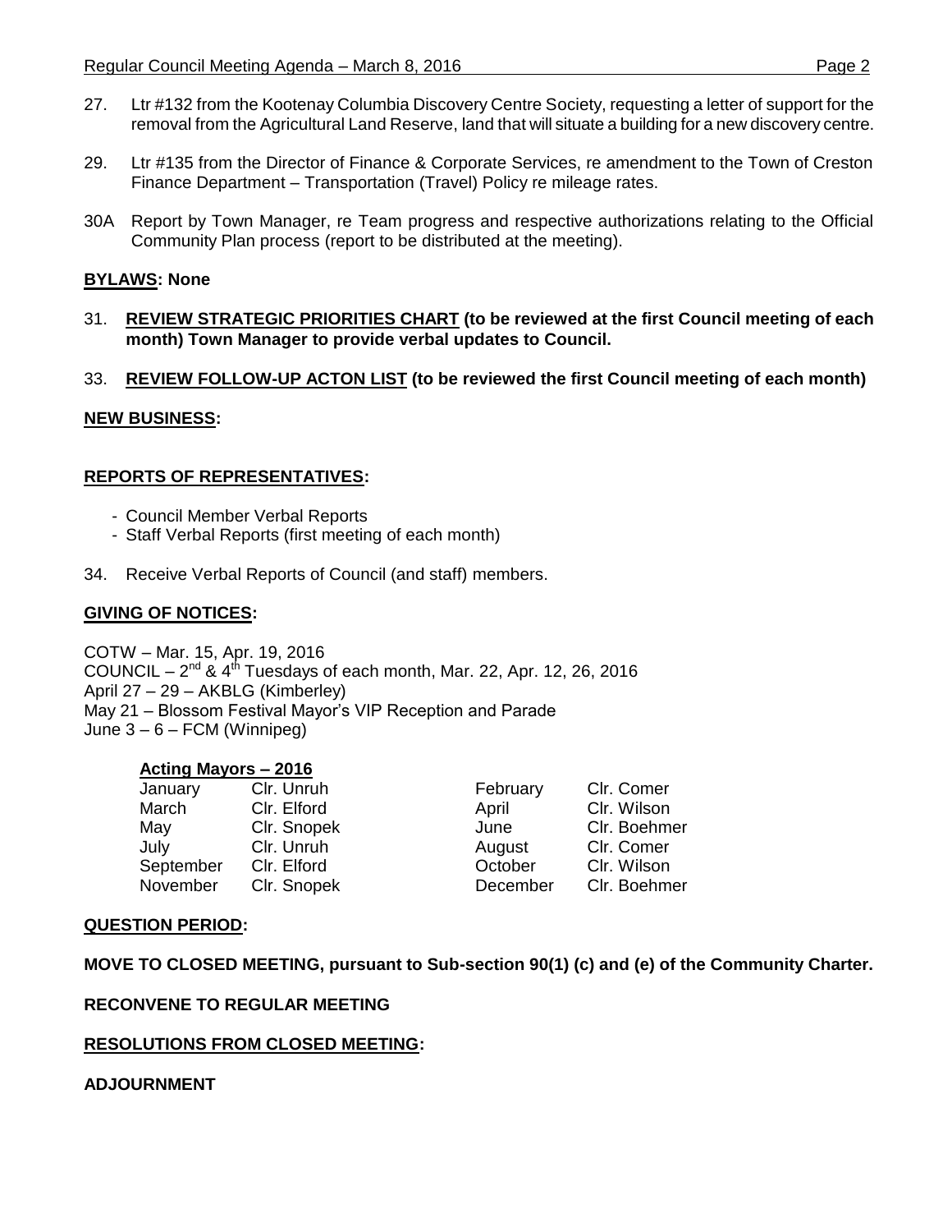27. Ltr #132 from the Kootenay Columbia Discovery Centre Society, requesting a letter of support for the removal from the Agricultural Land Reserve, land that will situate a building for a new discovery centre.

29. Ltr #135 from the Director of Finance & Corporate Services, re amendment to the Town of Creston Finance Department – Transportation (Travel) Policy re mileage rates.

30A Report by Town Manager, re Team progress and respective authorizations relating to the Official Community Plan process (report to be distributed at the meeting).

**BYLAWS: None**

31. **REVIEW STRATEGIC PRIORITIES CHART (to be reviewed at the first Council meeting of each month) Town Manager to provide verbal updates to Council.**

33. **REVIEW FOLLOW-UP ACTON LIST (to be reviewed the first Council meeting of each month)**

**NEW BUSINESS:**

**REPORTS OF REPRESENTATIVES:**

- Council Member Verbal Reports
- Staff Verbal Reports (first meeting of each month)

34. Receive Verbal Reports of Council (and staff) members.

**GIVING OF NOTICES:**

COTW – Mar. 15, Apr. 19, 2016
COUNCIL – 2nd & 4th Tuesdays of each month, Mar. 22, Apr. 12, 26, 2016
April 27 – 29 – AKBLG (Kimberley)
May 21 – Blossom Festival Mayor's VIP Reception and Parade
June 3 – 6 – FCM (Winnipeg)

**Acting Mayors – 2016**

| | | | |
|---|---|---|---|
| January | Clr. Unruh | February | Clr. Comer |
| March | Clr. Elford | April | Clr. Wilson |
| May | Clr. Snopek | June | Clr. Boehmer |
| July | Clr. Unruh | August | Clr. Comer |
| September | Clr. Elford | October | Clr. Wilson |
| November | Clr. Snopek | December | Clr. Boehmer |

**QUESTION PERIOD:**

**MOVE TO CLOSED MEETING, pursuant to Sub-section 90(1) (c) and (e) of the Community Charter.**

**RECONVENE TO REGULAR MEETING**

**RESOLUTIONS FROM CLOSED MEETING:**

**ADJOURNMENT**